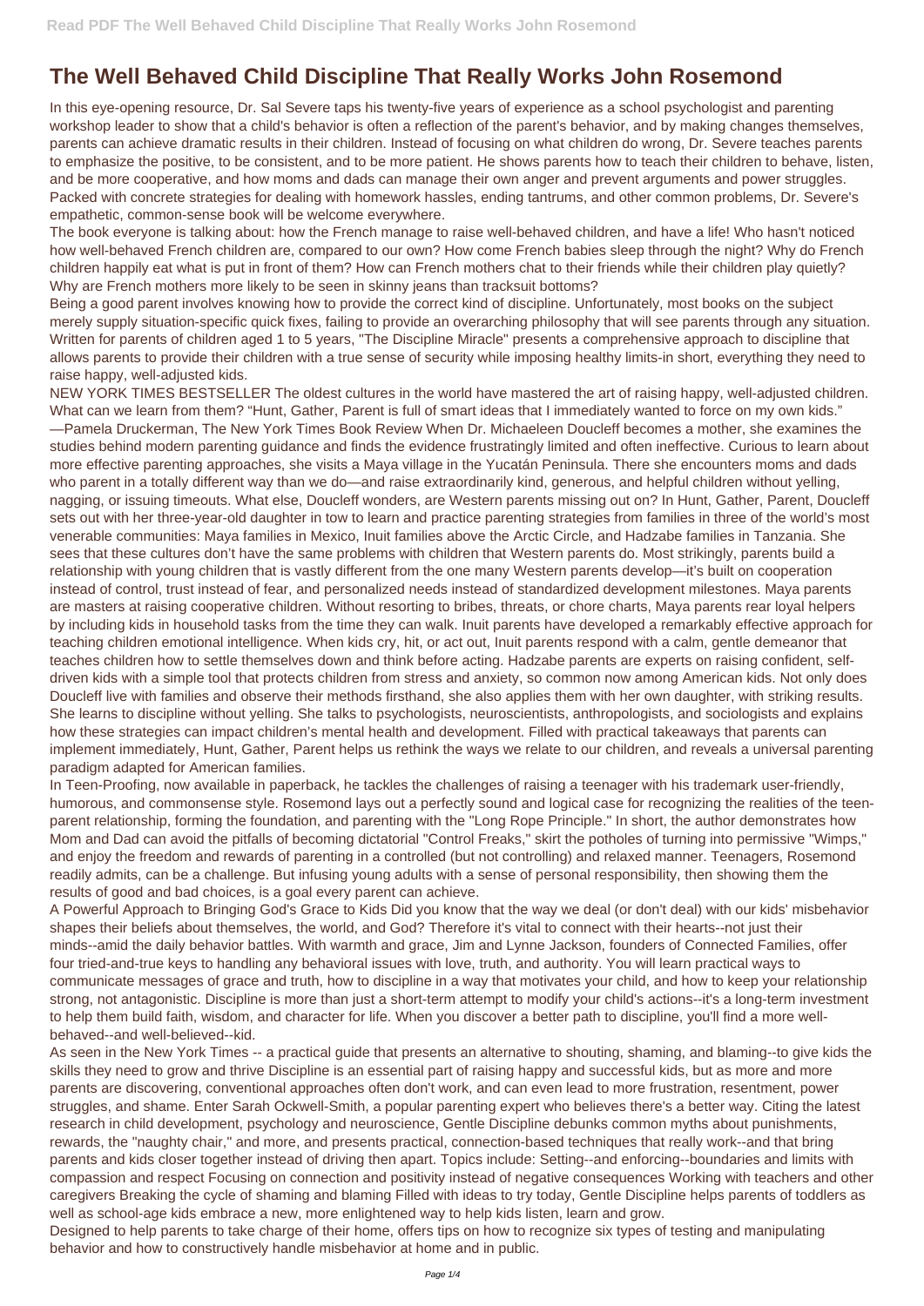# The Well Behaved Child Discipline That Really Works John Rosemond

In this eye-opening resource, Dr. Sal Severe taps his twenty-five years of experience as a school psychologist and parenting workshop leader to show that a child's behavior is often a reflection of the parent's behavior, and by making changes themselves, parents can achieve dramatic results in their children. Instead of focusing on what children do wrong, Dr. Severe teaches parents to emphasize the positive, to be consistent, and to be more patient. He shows parents how to teach their children to behave, listen, and be more cooperative, and how moms and dads can manage their own anger and prevent arguments and power struggles. Packed with concrete strategies for dealing with homework hassles, ending tantrums, and other common problems, Dr. Severe's empathetic, common-sense book will be welcome everywhere.

The book everyone is talking about: how the French manage to raise well-behaved children, and have a life! Who hasn't noticed how well-behaved French children are, compared to our own? How come French babies sleep through the night? Why do French children happily eat what is put in front of them? How can French mothers chat to their friends while their children play quietly? Why are French mothers more likely to be seen in skinny jeans than tracksuit bottoms?

Being a good parent involves knowing how to provide the correct kind of discipline. Unfortunately, most books on the subject merely supply situation-specific quick fixes, failing to provide an overarching philosophy that will see parents through any situation. Written for parents of children aged 1 to 5 years, "The Discipline Miracle" presents a comprehensive approach to discipline that allows parents to provide their children with a true sense of security while imposing healthy limits-in short, everything they need to raise happy, well-adjusted kids.

NEW YORK TIMES BESTSELLER The oldest cultures in the world have mastered the art of raising happy, well-adjusted children. What can we learn from them? "Hunt, Gather, Parent is full of smart ideas that I immediately wanted to force on my own kids." —Pamela Druckerman, The New York Times Book Review When Dr. Michaeleen Doucleff becomes a mother, she examines the studies behind modern parenting guidance and finds the evidence frustratingly limited and often ineffective. Curious to learn about more effective parenting approaches, she visits a Maya village in the Yucatán Peninsula. There she encounters moms and dads who parent in a totally different way than we do—and raise extraordinarily kind, generous, and helpful children without yelling, nagging, or issuing timeouts. What else, Doucleff wonders, are Western parents missing out on? In Hunt, Gather, Parent, Doucleff sets out with her three-year-old daughter in tow to learn and practice parenting strategies from families in three of the world's most venerable communities: Maya families in Mexico, Inuit families above the Arctic Circle, and Hadzabe families in Tanzania. She sees that these cultures don't have the same problems with children that Western parents do. Most strikingly, parents build a relationship with young children that is vastly different from the one many Western parents develop—it's built on cooperation instead of control, trust instead of fear, and personalized needs instead of standardized development milestones. Maya parents are masters at raising cooperative children. Without resorting to bribes, threats, or chore charts, Maya parents rear loyal helpers by including kids in household tasks from the time they can walk. Inuit parents have developed a remarkably effective approach for teaching children emotional intelligence. When kids cry, hit, or act out, Inuit parents respond with a calm, gentle demeanor that teaches children how to settle themselves down and think before acting. Hadzabe parents are experts on raising confident, self-driven kids with a simple tool that protects children from stress and anxiety, so common now among American kids. Not only does Doucleff live with families and observe their methods firsthand, she also applies them with her own daughter, with striking results. She learns to discipline without yelling. She talks to psychologists, neuroscientists, anthropologists, and sociologists and explains how these strategies can impact children's mental health and development. Filled with practical takeaways that parents can implement immediately, Hunt, Gather, Parent helps us rethink the ways we relate to our children, and reveals a universal parenting paradigm adapted for American families.

In Teen-Proofing, now available in paperback, he tackles the challenges of raising a teenager with his trademark user-friendly, humorous, and commonsense style. Rosemond lays out a perfectly sound and logical case for recognizing the realities of the teen-parent relationship, forming the foundation, and parenting with the "Long Rope Principle." In short, the author demonstrates how Mom and Dad can avoid the pitfalls of becoming dictatorial "Control Freaks," skirt the potholes of turning into permissive "Wimps," and enjoy the freedom and rewards of parenting in a controlled (but not controlling) and relaxed manner. Teenagers, Rosemond readily admits, can be a challenge. But infusing young adults with a sense of personal responsibility, then showing them the results of good and bad choices, is a goal every parent can achieve.

A Powerful Approach to Bringing God's Grace to Kids Did you know that the way we deal (or don't deal) with our kids' misbehavior shapes their beliefs about themselves, the world, and God? Therefore it's vital to connect with their hearts--not just their minds--amid the daily behavior battles. With warmth and grace, Jim and Lynne Jackson, founders of Connected Families, offer four tried-and-true keys to handling any behavioral issues with love, truth, and authority. You will learn practical ways to communicate messages of grace and truth, how to discipline in a way that motivates your child, and how to keep your relationship strong, not antagonistic. Discipline is more than just a short-term attempt to modify your child's actions--it's a long-term investment to help them build faith, wisdom, and character for life. When you discover a better path to discipline, you'll find a more well-behaved--and well-believed--kid.

As seen in the New York Times -- a practical guide that presents an alternative to shouting, shaming, and blaming--to give kids the skills they need to grow and thrive Discipline is an essential part of raising happy and successful kids, but as more and more parents are discovering, conventional approaches often don't work, and can even lead to more frustration, resentment, power struggles, and shame. Enter Sarah Ockwell-Smith, a popular parenting expert who believes there's a better way. Citing the latest research in child development, psychology and neuroscience, Gentle Discipline debunks common myths about punishments, rewards, the "naughty chair," and more, and presents practical, connection-based techniques that really work--and that bring parents and kids closer together instead of driving then apart. Topics include: Setting--and enforcing--boundaries and limits with compassion and respect Focusing on connection and positivity instead of negative consequences Working with teachers and other caregivers Breaking the cycle of shaming and blaming Filled with ideas to try today, Gentle Discipline helps parents of toddlers as well as school-age kids embrace a new, more enlightened way to help kids listen, learn and grow.

Designed to help parents to take charge of their home, offers tips on how to recognize six types of testing and manipulating behavior and how to constructively handle misbehavior at home and in public.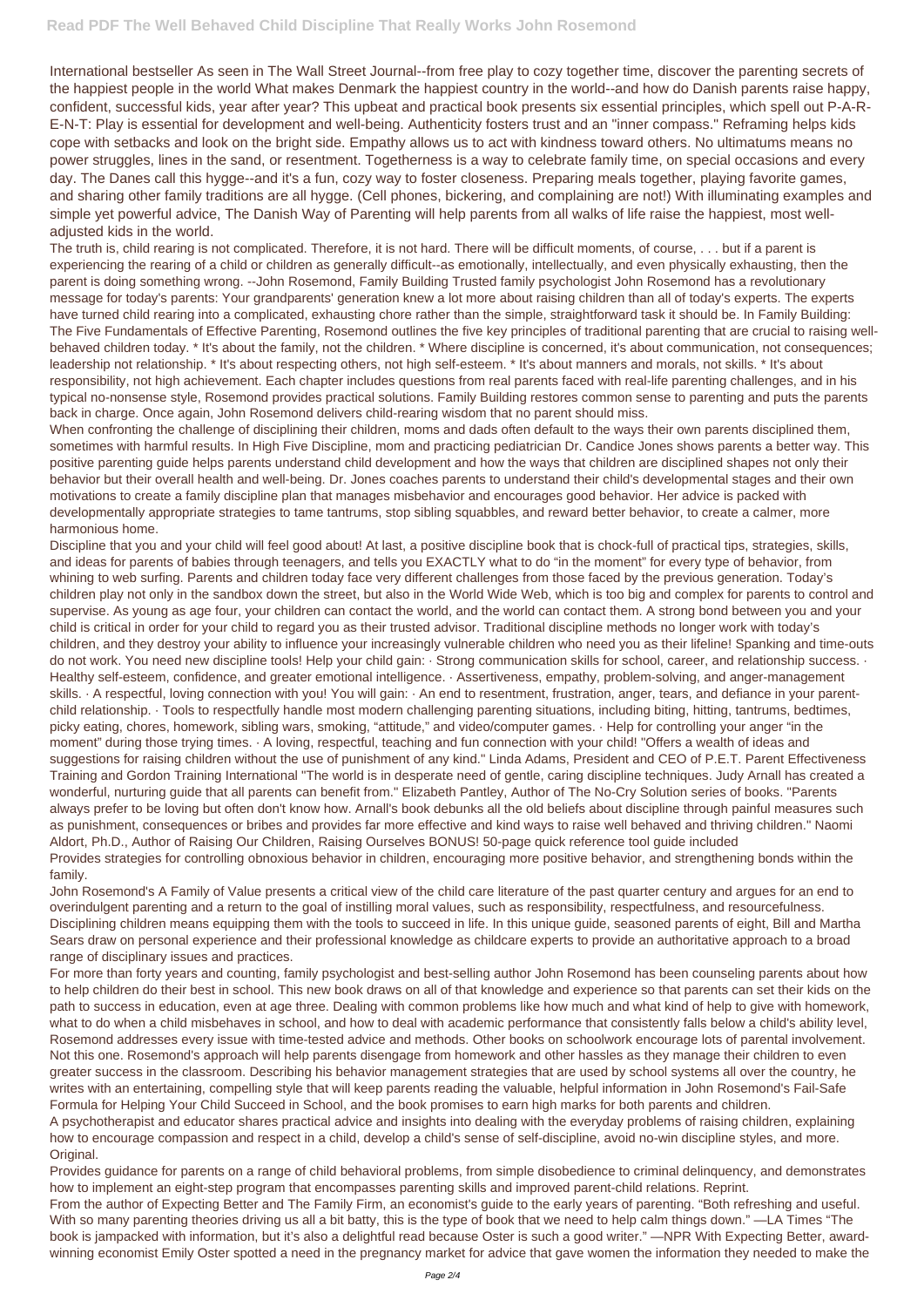International bestseller As seen in The Wall Street Journal--from free play to cozy together time, discover the parenting secrets of the happiest people in the world What makes Denmark the happiest country in the world--and how do Danish parents raise happy, confident, successful kids, year after year? This upbeat and practical book presents six essential principles, which spell out P-A-R-E-N-T: Play is essential for development and well-being. Authenticity fosters trust and an "inner compass." Reframing helps kids cope with setbacks and look on the bright side. Empathy allows us to act with kindness toward others. No ultimatums means no power struggles, lines in the sand, or resentment. Togetherness is a way to celebrate family time, on special occasions and every day. The Danes call this hygge--and it's a fun, cozy way to foster closeness. Preparing meals together, playing favorite games, and sharing other family traditions are all hygge. (Cell phones, bickering, and complaining are not!) With illuminating examples and simple yet powerful advice, The Danish Way of Parenting will help parents from all walks of life raise the happiest, most well-adjusted kids in the world.

The truth is, child rearing is not complicated. Therefore, it is not hard. There will be difficult moments, of course, . . . but if a parent is experiencing the rearing of a child or children as generally difficult--as emotionally, intellectually, and even physically exhausting, then the parent is doing something wrong. --John Rosemond, Family Building Trusted family psychologist John Rosemond has a revolutionary message for today's parents: Your grandparents' generation knew a lot more about raising children than all of today's experts. The experts have turned child rearing into a complicated, exhausting chore rather than the simple, straightforward task it should be. In Family Building: The Five Fundamentals of Effective Parenting, Rosemond outlines the five key principles of traditional parenting that are crucial to raising well-behaved children today. * It's about the family, not the children. * Where discipline is concerned, it's about communication, not consequences; leadership not relationship. * It's about respecting others, not high self-esteem. * It's about manners and morals, not skills. * It's about responsibility, not high achievement. Each chapter includes questions from real parents faced with real-life parenting challenges, and in his typical no-nonsense style, Rosemond provides practical solutions. Family Building restores common sense to parenting and puts the parents back in charge. Once again, John Rosemond delivers child-rearing wisdom that no parent should miss.

When confronting the challenge of disciplining their children, moms and dads often default to the ways their own parents disciplined them, sometimes with harmful results. In High Five Discipline, mom and practicing pediatrician Dr. Candice Jones shows parents a better way. This positive parenting guide helps parents understand child development and how the ways that children are disciplined shapes not only their behavior but their overall health and well-being. Dr. Jones coaches parents to understand their child's developmental stages and their own motivations to create a family discipline plan that manages misbehavior and encourages good behavior. Her advice is packed with developmentally appropriate strategies to tame tantrums, stop sibling squabbles, and reward better behavior, to create a calmer, more harmonious home.

Discipline that you and your child will feel good about! At last, a positive discipline book that is chock-full of practical tips, strategies, skills, and ideas for parents of babies through teenagers, and tells you EXACTLY what to do "in the moment" for every type of behavior, from whining to web surfing. Parents and children today face very different challenges from those faced by the previous generation. Today's children play not only in the sandbox down the street, but also in the World Wide Web, which is too big and complex for parents to control and supervise. As young as age four, your children can contact the world, and the world can contact them. A strong bond between you and your child is critical in order for your child to regard you as their trusted advisor. Traditional discipline methods no longer work with today's children, and they destroy your ability to influence your increasingly vulnerable children who need you as their lifeline! Spanking and time-outs do not work. You need new discipline tools! Help your child gain: · Strong communication skills for school, career, and relationship success. · Healthy self-esteem, confidence, and greater emotional intelligence. · Assertiveness, empathy, problem-solving, and anger-management skills. · A respectful, loving connection with you! You will gain: · An end to resentment, frustration, anger, tears, and defiance in your parent-child relationship. · Tools to respectfully handle most modern challenging parenting situations, including biting, hitting, tantrums, bedtimes, picky eating, chores, homework, sibling wars, smoking, "attitude," and video/computer games. · Help for controlling your anger "in the moment" during those trying times. · A loving, respectful, teaching and fun connection with your child! "Offers a wealth of ideas and suggestions for raising children without the use of punishment of any kind." Linda Adams, President and CEO of P.E.T. Parent Effectiveness Training and Gordon Training International "The world is in desperate need of gentle, caring discipline techniques. Judy Arnall has created a wonderful, nurturing guide that all parents can benefit from." Elizabeth Pantley, Author of The No-Cry Solution series of books. "Parents always prefer to be loving but often don't know how. Arnall's book debunks all the old beliefs about discipline through painful measures such as punishment, consequences or bribes and provides far more effective and kind ways to raise well behaved and thriving children." Naomi Aldort, Ph.D., Author of Raising Our Children, Raising Ourselves BONUS! 50-page quick reference tool guide included

Provides strategies for controlling obnoxious behavior in children, encouraging more positive behavior, and strengthening bonds within the family.

John Rosemond's A Family of Value presents a critical view of the child care literature of the past quarter century and argues for an end to overindulgent parenting and a return to the goal of instilling moral values, such as responsibility, respectfulness, and resourcefulness.

Disciplining children means equipping them with the tools to succeed in life. In this unique guide, seasoned parents of eight, Bill and Martha Sears draw on personal experience and their professional knowledge as childcare experts to provide an authoritative approach to a broad range of disciplinary issues and practices.

For more than forty years and counting, family psychologist and best-selling author John Rosemond has been counseling parents about how to help children do their best in school. This new book draws on all of that knowledge and experience so that parents can set their kids on the path to success in education, even at age three. Dealing with common problems like how much and what kind of help to give with homework, what to do when a child misbehaves in school, and how to deal with academic performance that consistently falls below a child's ability level, Rosemond addresses every issue with time-tested advice and methods. Other books on schoolwork encourage lots of parental involvement. Not this one. Rosemond's approach will help parents disengage from homework and other hassles as they manage their children to even greater success in the classroom. Describing his behavior management strategies that are used by school systems all over the country, he writes with an entertaining, compelling style that will keep parents reading the valuable, helpful information in John Rosemond's Fail-Safe Formula for Helping Your Child Succeed in School, and the book promises to earn high marks for both parents and children.

A psychotherapist and educator shares practical advice and insights into dealing with the everyday problems of raising children, explaining how to encourage compassion and respect in a child, develop a child's sense of self-discipline, avoid no-win discipline styles, and more. Original.

Provides guidance for parents on a range of child behavioral problems, from simple disobedience to criminal delinquency, and demonstrates how to implement an eight-step program that encompasses parenting skills and improved parent-child relations. Reprint.

From the author of Expecting Better and The Family Firm, an economist's guide to the early years of parenting. "Both refreshing and useful. With so many parenting theories driving us all a bit batty, this is the type of book that we need to help calm things down." —LA Times "The book is jampacked with information, but it's also a delightful read because Oster is such a good writer." —NPR With Expecting Better, award-winning economist Emily Oster spotted a need in the pregnancy market for advice that gave women the information they needed to make the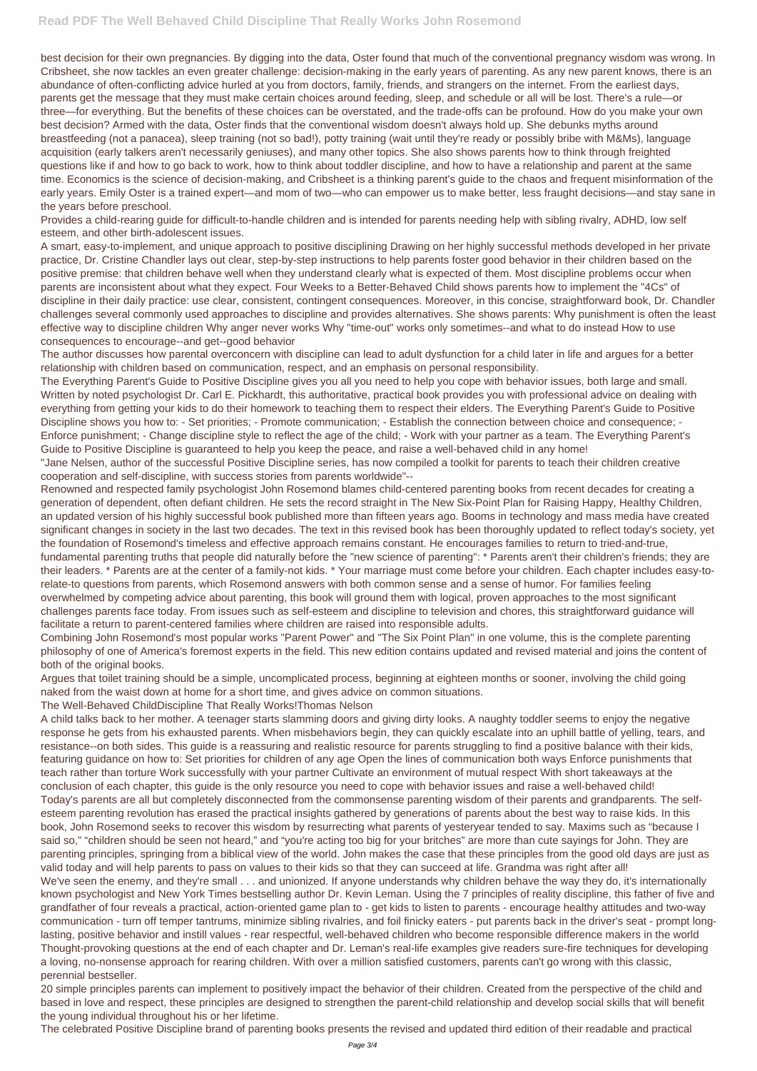best decision for their own pregnancies. By digging into the data, Oster found that much of the conventional pregnancy wisdom was wrong. In Cribsheet, she now tackles an even greater challenge: decision-making in the early years of parenting. As any new parent knows, there is an abundance of often-conflicting advice hurled at you from doctors, family, friends, and strangers on the internet. From the earliest days, parents get the message that they must make certain choices around feeding, sleep, and schedule or all will be lost. There's a rule—or three—for everything. But the benefits of these choices can be overstated, and the trade-offs can be profound. How do you make your own best decision? Armed with the data, Oster finds that the conventional wisdom doesn't always hold up. She debunks myths around breastfeeding (not a panacea), sleep training (not so bad!), potty training (wait until they're ready or possibly bribe with M&Ms), language acquisition (early talkers aren't necessarily geniuses), and many other topics. She also shows parents how to think through freighted questions like if and how to go back to work, how to think about toddler discipline, and how to have a relationship and parent at the same time. Economics is the science of decision-making, and Cribsheet is a thinking parent's guide to the chaos and frequent misinformation of the early years. Emily Oster is a trained expert—and mom of two—who can empower us to make better, less fraught decisions—and stay sane in the years before preschool.

Provides a child-rearing guide for difficult-to-handle children and is intended for parents needing help with sibling rivalry, ADHD, low self esteem, and other birth-adolescent issues.

A smart, easy-to-implement, and unique approach to positive disciplining Drawing on her highly successful methods developed in her private practice, Dr. Cristine Chandler lays out clear, step-by-step instructions to help parents foster good behavior in their children based on the positive premise: that children behave well when they understand clearly what is expected of them. Most discipline problems occur when parents are inconsistent about what they expect. Four Weeks to a Better-Behaved Child shows parents how to implement the "4Cs" of discipline in their daily practice: use clear, consistent, contingent consequences. Moreover, in this concise, straightforward book, Dr. Chandler challenges several commonly used approaches to discipline and provides alternatives. She shows parents: Why punishment is often the least effective way to discipline children Why anger never works Why "time-out" works only sometimes--and what to do instead How to use consequences to encourage--and get--good behavior

The author discusses how parental overconcern with discipline can lead to adult dysfunction for a child later in life and argues for a better relationship with children based on communication, respect, and an emphasis on personal responsibility.

The Everything Parent's Guide to Positive Discipline gives you all you need to help you cope with behavior issues, both large and small. Written by noted psychologist Dr. Carl E. Pickhardt, this authoritative, practical book provides you with professional advice on dealing with everything from getting your kids to do their homework to teaching them to respect their elders. The Everything Parent's Guide to Positive Discipline shows you how to: - Set priorities; - Promote communication; - Establish the connection between choice and consequence; - Enforce punishment; - Change discipline style to reflect the age of the child; - Work with your partner as a team. The Everything Parent's Guide to Positive Discipline is guaranteed to help you keep the peace, and raise a well-behaved child in any home!

"Jane Nelsen, author of the successful Positive Discipline series, has now compiled a toolkit for parents to teach their children creative cooperation and self-discipline, with success stories from parents worldwide"--

Renowned and respected family psychologist John Rosemond blames child-centered parenting books from recent decades for creating a generation of dependent, often defiant children. He sets the record straight in The New Six-Point Plan for Raising Happy, Healthy Children, an updated version of his highly successful book published more than fifteen years ago. Booms in technology and mass media have created significant changes in society in the last two decades. The text in this revised book has been thoroughly updated to reflect today's society, yet the foundation of Rosemond's timeless and effective approach remains constant. He encourages families to return to tried-and-true, fundamental parenting truths that people did naturally before the "new science of parenting": * Parents aren't their children's friends; they are their leaders. * Parents are at the center of a family-not kids. * Your marriage must come before your children. Each chapter includes easy-to-relate-to questions from parents, which Rosemond answers with both common sense and a sense of humor. For families feeling overwhelmed by competing advice about parenting, this book will ground them with logical, proven approaches to the most significant challenges parents face today. From issues such as self-esteem and discipline to television and chores, this straightforward guidance will facilitate a return to parent-centered families where children are raised into responsible adults.

Combining John Rosemond's most popular works "Parent Power" and "The Six Point Plan" in one volume, this is the complete parenting philosophy of one of America's foremost experts in the field. This new edition contains updated and revised material and joins the content of both of the original books.

Argues that toilet training should be a simple, uncomplicated process, beginning at eighteen months or sooner, involving the child going naked from the waist down at home for a short time, and gives advice on common situations.

The Well-Behaved ChildDiscipline That Really Works!Thomas Nelson

A child talks back to her mother. A teenager starts slamming doors and giving dirty looks. A naughty toddler seems to enjoy the negative response he gets from his exhausted parents. When misbehaviors begin, they can quickly escalate into an uphill battle of yelling, tears, and resistance--on both sides. This guide is a reassuring and realistic resource for parents struggling to find a positive balance with their kids, featuring guidance on how to: Set priorities for children of any age Open the lines of communication both ways Enforce punishments that teach rather than torture Work successfully with your partner Cultivate an environment of mutual respect With short takeaways at the conclusion of each chapter, this guide is the only resource you need to cope with behavior issues and raise a well-behaved child!

Today's parents are all but completely disconnected from the commonsense parenting wisdom of their parents and grandparents. The self-esteem parenting revolution has erased the practical insights gathered by generations of parents about the best way to raise kids. In this book, John Rosemond seeks to recover this wisdom by resurrecting what parents of yesteryear tended to say. Maxims such as "because I said so," "children should be seen not heard," and "you're acting too big for your britches" are more than cute sayings for John. They are parenting principles, springing from a biblical view of the world. John makes the case that these principles from the good old days are just as valid today and will help parents to pass on values to their kids so that they can succeed at life. Grandma was right after all!

We've seen the enemy, and they're small . . . and unionized. If anyone understands why children behave the way they do, it's internationally known psychologist and New York Times bestselling author Dr. Kevin Leman. Using the 7 principles of reality discipline, this father of five and grandfather of four reveals a practical, action-oriented game plan to - get kids to listen to parents - encourage healthy attitudes and two-way communication - turn off temper tantrums, minimize sibling rivalries, and foil finicky eaters - put parents back in the driver's seat - prompt long-lasting, positive behavior and instill values - rear respectful, well-behaved children who become responsible difference makers in the world Thought-provoking questions at the end of each chapter and Dr. Leman's real-life examples give readers sure-fire techniques for developing a loving, no-nonsense approach for rearing children. With over a million satisfied customers, parents can't go wrong with this classic, perennial bestseller.

20 simple principles parents can implement to positively impact the behavior of their children. Created from the perspective of the child and based in love and respect, these principles are designed to strengthen the parent-child relationship and develop social skills that will benefit the young individual throughout his or her lifetime.

The celebrated Positive Discipline brand of parenting books presents the revised and updated third edition of their readable and practical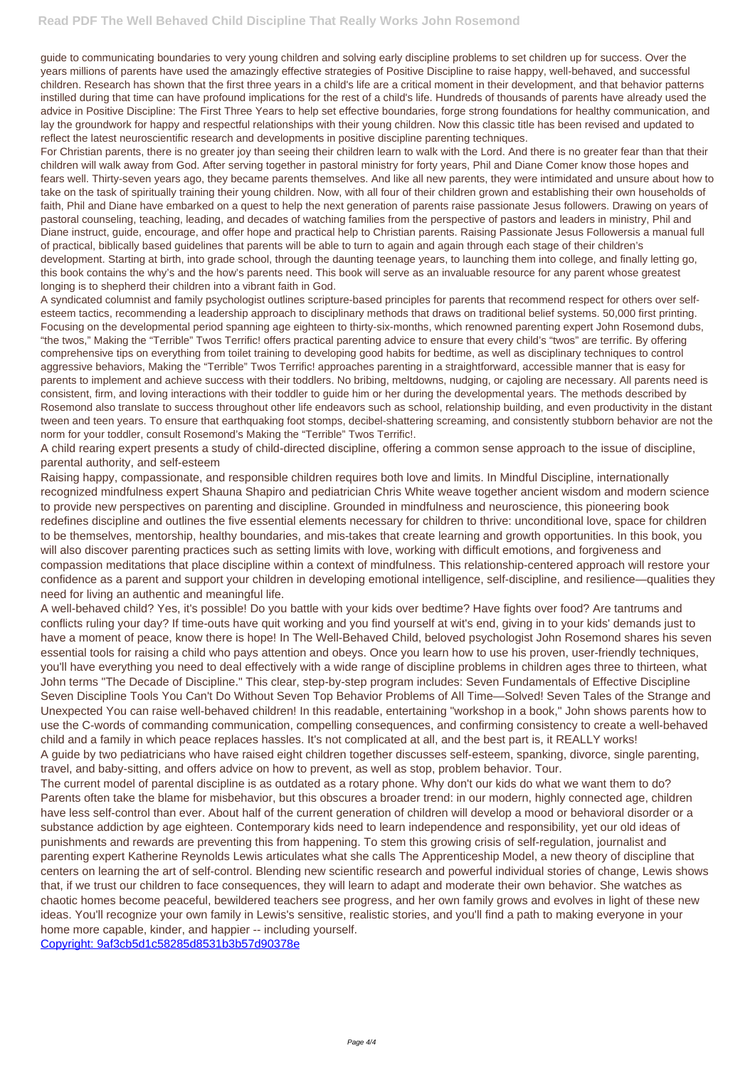guide to communicating boundaries to very young children and solving early discipline problems to set children up for success. Over the years millions of parents have used the amazingly effective strategies of Positive Discipline to raise happy, well-behaved, and successful children. Research has shown that the first three years in a child's life are a critical moment in their development, and that behavior patterns instilled during that time can have profound implications for the rest of a child's life. Hundreds of thousands of parents have already used the advice in Positive Discipline: The First Three Years to help set effective boundaries, forge strong foundations for healthy communication, and lay the groundwork for happy and respectful relationships with their young children. Now this classic title has been revised and updated to reflect the latest neuroscientific research and developments in positive discipline parenting techniques.

For Christian parents, there is no greater joy than seeing their children learn to walk with the Lord. And there is no greater fear than that their children will walk away from God. After serving together in pastoral ministry for forty years, Phil and Diane Comer know those hopes and fears well. Thirty-seven years ago, they became parents themselves. And like all new parents, they were intimidated and unsure about how to take on the task of spiritually training their young children. Now, with all four of their children grown and establishing their own households of faith, Phil and Diane have embarked on a quest to help the next generation of parents raise passionate Jesus followers. Drawing on years of pastoral counseling, teaching, leading, and decades of watching families from the perspective of pastors and leaders in ministry, Phil and Diane instruct, guide, encourage, and offer hope and practical help to Christian parents. Raising Passionate Jesus Followersis a manual full of practical, biblically based guidelines that parents will be able to turn to again and again through each stage of their children's development. Starting at birth, into grade school, through the daunting teenage years, to launching them into college, and finally letting go, this book contains the why's and the how's parents need. This book will serve as an invaluable resource for any parent whose greatest longing is to shepherd their children into a vibrant faith in God.

A syndicated columnist and family psychologist outlines scripture-based principles for parents that recommend respect for others over self-esteem tactics, recommending a leadership approach to disciplinary methods that draws on traditional belief systems. 50,000 first printing. Focusing on the developmental period spanning age eighteen to thirty-six-months, which renowned parenting expert John Rosemond dubs, "the twos," Making the "Terrible" Twos Terrific! offers practical parenting advice to ensure that every child's "twos" are terrific. By offering comprehensive tips on everything from toilet training to developing good habits for bedtime, as well as disciplinary techniques to control aggressive behaviors, Making the "Terrible" Twos Terrific! approaches parenting in a straightforward, accessible manner that is easy for parents to implement and achieve success with their toddlers. No bribing, meltdowns, nudging, or cajoling are necessary. All parents need is consistent, firm, and loving interactions with their toddler to guide him or her during the developmental years. The methods described by Rosemond also translate to success throughout other life endeavors such as school, relationship building, and even productivity in the distant tween and teen years. To ensure that earthquaking foot stomps, decibel-shattering screaming, and consistently stubborn behavior are not the norm for your toddler, consult Rosemond's Making the "Terrible" Twos Terrific!.

A child rearing expert presents a study of child-directed discipline, offering a common sense approach to the issue of discipline, parental authority, and self-esteem

Raising happy, compassionate, and responsible children requires both love and limits. In Mindful Discipline, internationally recognized mindfulness expert Shauna Shapiro and pediatrician Chris White weave together ancient wisdom and modern science to provide new perspectives on parenting and discipline. Grounded in mindfulness and neuroscience, this pioneering book redefines discipline and outlines the five essential elements necessary for children to thrive: unconditional love, space for children to be themselves, mentorship, healthy boundaries, and mis-takes that create learning and growth opportunities. In this book, you will also discover parenting practices such as setting limits with love, working with difficult emotions, and forgiveness and compassion meditations that place discipline within a context of mindfulness. This relationship-centered approach will restore your confidence as a parent and support your children in developing emotional intelligence, self-discipline, and resilience—qualities they need for living an authentic and meaningful life.

A well-behaved child? Yes, it's possible! Do you battle with your kids over bedtime? Have fights over food? Are tantrums and conflicts ruling your day? If time-outs have quit working and you find yourself at wit's end, giving in to your kids' demands just to have a moment of peace, know there is hope! In The Well-Behaved Child, beloved psychologist John Rosemond shares his seven essential tools for raising a child who pays attention and obeys. Once you learn how to use his proven, user-friendly techniques, you'll have everything you need to deal effectively with a wide range of discipline problems in children ages three to thirteen, what John terms "The Decade of Discipline." This clear, step-by-step program includes: Seven Fundamentals of Effective Discipline Seven Discipline Tools You Can't Do Without Seven Top Behavior Problems of All Time—Solved! Seven Tales of the Strange and Unexpected You can raise well-behaved children! In this readable, entertaining "workshop in a book," John shows parents how to use the C-words of commanding communication, compelling consequences, and confirming consistency to create a well-behaved child and a family in which peace replaces hassles. It's not complicated at all, and the best part is, it REALLY works!

A guide by two pediatricians who have raised eight children together discusses self-esteem, spanking, divorce, single parenting, travel, and baby-sitting, and offers advice on how to prevent, as well as stop, problem behavior. Tour.

The current model of parental discipline is as outdated as a rotary phone. Why don't our kids do what we want them to do? Parents often take the blame for misbehavior, but this obscures a broader trend: in our modern, highly connected age, children have less self-control than ever. About half of the current generation of children will develop a mood or behavioral disorder or a substance addiction by age eighteen. Contemporary kids need to learn independence and responsibility, yet our old ideas of punishments and rewards are preventing this from happening. To stem this growing crisis of self-regulation, journalist and parenting expert Katherine Reynolds Lewis articulates what she calls The Apprenticeship Model, a new theory of discipline that centers on learning the art of self-control. Blending new scientific research and powerful individual stories of change, Lewis shows that, if we trust our children to face consequences, they will learn to adapt and moderate their own behavior. She watches as chaotic homes become peaceful, bewildered teachers see progress, and her own family grows and evolves in light of these new ideas. You'll recognize your own family in Lewis's sensitive, realistic stories, and you'll find a path to making everyone in your home more capable, kinder, and happier -- including yourself.

Copyright: 9af3cb5d1c58285d8531b3b57d90378e